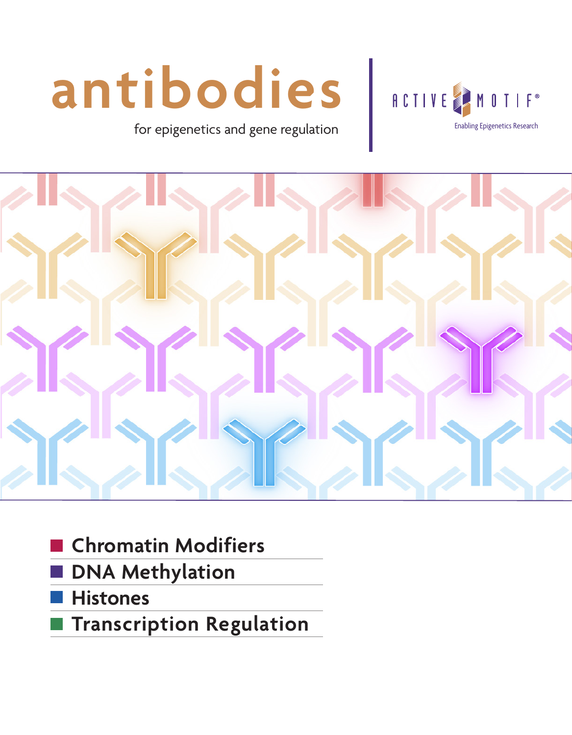# antibodies

for epigenetics and gene regulation

ACTIVE MOTIF®

Enabling Epigenetics Research

- Chromatin Modifiers
- DNA Methylation
- Histones
- Transcription Regulation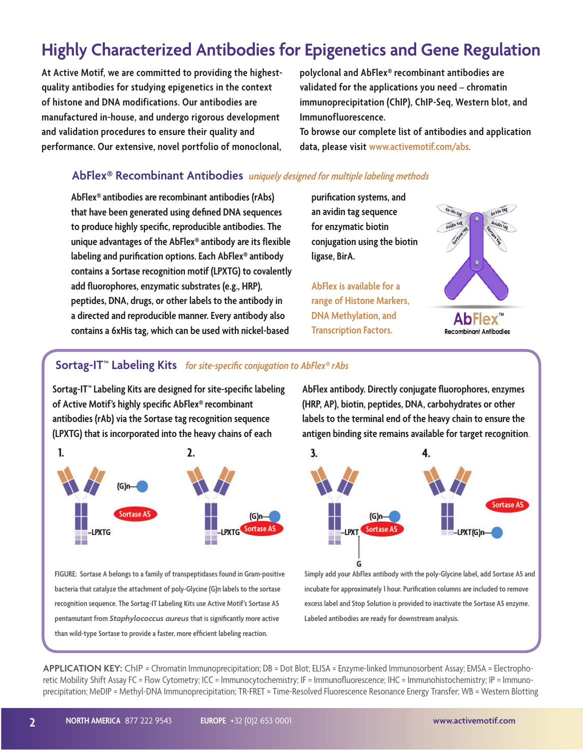# Highly Characterized Antibodies for Epigenetics and Gene Regulation

At Active Motif, we are committed to providing the highest-quality antibodies for studying epigenetics in the context of histone and DNA modifications. Our antibodies are manufactured in-house, and undergo rigorous development and validation procedures to ensure their quality and performance. Our extensive, novel portfolio of monoclonal, polyclonal and AbFlex® recombinant antibodies are validated for the applications you need – chromatin immunoprecipitation (ChIP), ChIP-Seq, Western blot, and Immunofluorescence.

To browse our complete list of antibodies and application data, please visit www.activemotif.com/abs.

## AbFlex® Recombinant Antibodies *uniquely designed for multiple labeling methods*

AbFlex® antibodies are recombinant antibodies (rAbs) that have been generated using defined DNA sequences to produce highly specific, reproducible antibodies. The unique advantages of the AbFlex® antibody are its flexible labeling and purification options. Each AbFlex® antibody contains a Sortase recognition motif (LPXTG) to covalently add fluorophores, enzymatic substrates (e.g., HRP), peptides, DNA, drugs, or other labels to the antibody in a directed and reproducible manner. Every antibody also contains a 6xHis tag, which can be used with nickel-based purification systems, and an avidin tag sequence for enzymatic biotin conjugation using the biotin ligase, BirA.

AbFlex is available for a range of Histone Markers, DNA Methylation, and Transcription Factors.

## Sortag-IT™ Labeling Kits *for site-specific conjugation to AbFlex® rAbs*

Sortag-IT™ Labeling Kits are designed for site-specific labeling of Active Motif's highly specific AbFlex® recombinant antibodies (rAb) via the Sortase tag recognition sequence (LPXTG) that is incorporated into the heavy chains of each AbFlex antibody. Directly conjugate fluorophores, enzymes (HRP, AP), biotin, peptides, DNA, carbohydrates or other labels to the terminal end of the heavy chain to ensure the antigen binding site remains available for target recognition.

FIGURE: Sortase A belongs to a family of transpeptidases found in Gram-positive bacteria that catalyze the attachment of poly-Glycine (G)n labels to the sortase recognition sequence. The Sortag-IT Labeling Kits use Active Motif's Sortase A5 pentamutant from *Staphylococcus aureus* that is significantly more active than wild-type Sortase to provide a faster, more efficient labeling reaction.

Simply add your AbFlex antibody with the poly-Glycine label, add Sortase A5 and incubate for approximately 1 hour. Purification columns are included to remove excess label and Stop Solution is provided to inactivate the Sortase A5 enzyme. Labeled antibodies are ready for downstream analysis.

**APPLICATION KEY:** ChIP = Chromatin Immunoprecipitation; DB = Dot Blot; ELISA = Enzyme-linked Immunosorbent Assay; EMSA = Electrophoretic Mobility Shift Assay FC = Flow Cytometry; ICC = Immunocytochemistry; IF = Immunofluorescence; IHC = Immunohistochemistry; IP = Immunoprecipitation; MeDIP = Methyl-DNA Immunoprecipitation; TR-FRET = Time-Resolved Fluorescence Resonance Energy Transfer; WB = Western Blotting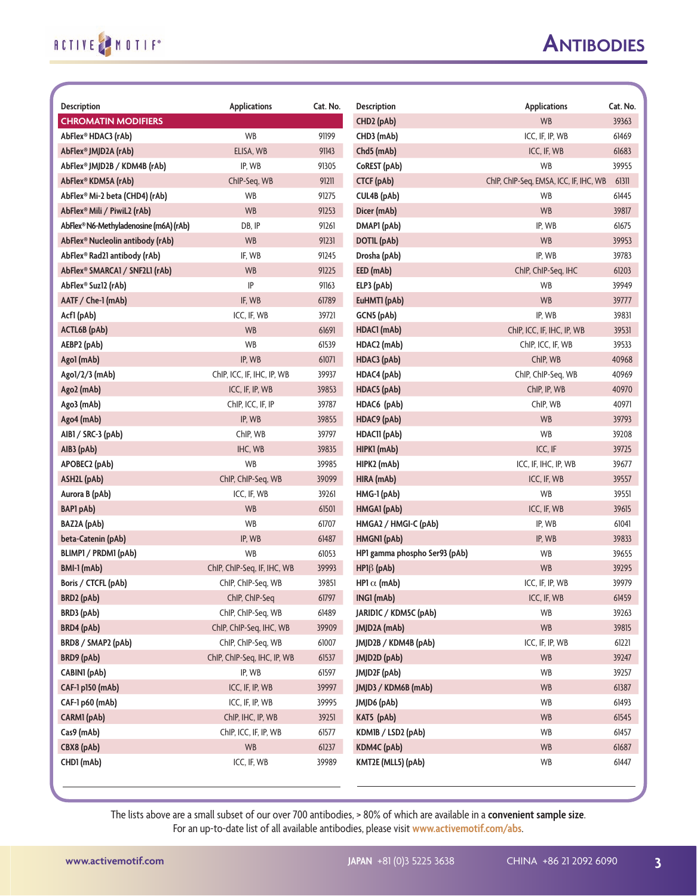# Antibodies

| Description | Applications | Cat. No. |
|---|---|---|
| **CHROMATIN MODIFIERS** | | |
| AbFlex® HDAC3 (rAb) | WB | 91199 |
| AbFlex® JMJD2A (rAb) | ELISA, WB | 91143 |
| AbFlex® JMJD2B / KDM4B (rAb) | IP, WB | 91305 |
| AbFlex® KDM5A (rAb) | ChIP-Seq, WB | 91211 |
| AbFlex® Mi-2 beta (CHD4) (rAb) | WB | 91275 |
| AbFlex® Mili / PiwiL2 (rAb) | WB | 91253 |
| AbFlex® N6-Methyladenosine (m6A) (rAb) | DB, IP | 91261 |
| AbFlex® Nucleolin antibody (rAb) | WB | 91231 |
| AbFlex® Rad21 antibody (rAb) | IF, WB | 91245 |
| AbFlex® SMARCA1 / SNF2L1 (rAb) | WB | 91225 |
| AbFlex® Suz12 (rAb) | IP | 91163 |
| AATF / Che-1 (mAb) | IF, WB | 61789 |
| Acf1 (pAb) | ICC, IF, WB | 39721 |
| ACTL6B (pAb) | WB | 61691 |
| AEBP2 (pAb) | WB | 61539 |
| Ago1 (mAb) | IP, WB | 61071 |
| Ago1/2/3 (mAb) | ChIP, ICC, IF, IHC, IP, WB | 39937 |
| Ago2 (mAb) | ICC, IF, IP, WB | 39853 |
| Ago3 (mAb) | ChIP, ICC, IF, IP | 39787 |
| Ago4 (mAb) | IP, WB | 39855 |
| AIB1 / SRC-3 (pAb) | ChIP, WB | 39797 |
| AIB3 (pAb) | IHC, WB | 39835 |
| APOBEC2 (pAb) | WB | 39985 |
| ASH2L (pAb) | ChIP, ChIP-Seq, WB | 39099 |
| Aurora B (pAb) | ICC, IF, WB | 39261 |
| BAP1 pAb) | WB | 61501 |
| BAZ2A (pAb) | WB | 61707 |
| beta-Catenin (pAb) | IP, WB | 61487 |
| BLIMP1 / PRDM1 (pAb) | WB | 61053 |
| BMI-1 (mAb) | ChIP, ChIP-Seq, IF, IHC, WB | 39993 |
| Boris / CTCFL (pAb) | ChIP, ChIP-Seq, WB | 39851 |
| BRD2 (pAb) | ChIP, ChIP-Seq | 61797 |
| BRD3 (pAb) | ChIP, ChIP-Seq, WB | 61489 |
| BRD4 (pAb) | ChIP, ChIP-Seq, IHC, WB | 39909 |
| BRD8 / SMAP2 (pAb) | ChIP, ChIP-Seq, WB | 61007 |
| BRD9 (pAb) | ChIP, ChIP-Seq, IHC, IP, WB | 61537 |
| CABIN1 (pAb) | IP, WB | 61597 |
| CAF-1 p150 (mAb) | ICC, IF, IP, WB | 39997 |
| CAF-1 p60 (mAb) | ICC, IF, IP, WB | 39995 |
| CARM1 (pAb) | ChIP, IHC, IP, WB | 39251 |
| Cas9 (mAb) | ChIP, ICC, IF, IP, WB | 61577 |
| CBX8 (pAb) | WB | 61237 |
| CHD1 (mAb) | ICC, IF, WB | 39989 |
| CHD2 (pAb) | WB | 39363 |
| CHD3 (mAb) | ICC, IF, IP, WB | 61469 |
| Chd5 (mAb) | ICC, IF, WB | 61683 |
| CoREST (pAb) | WB | 39955 |
| CTCF (pAb) | ChIP, ChIP-Seq, EMSA, ICC, IF, IHC, WB | 61311 |
| CUL4B (pAb) | WB | 61445 |
| Dicer (mAb) | WB | 39817 |
| DMAP1 (pAb) | IP, WB | 61675 |
| DOT1L (pAb) | WB | 39953 |
| Drosha (pAb) | IP, WB | 39783 |
| EED (mAb) | ChIP, ChIP-Seq, IHC | 61203 |
| ELP3 (pAb) | WB | 39949 |
| EuHMT1 (pAb) | WB | 39777 |
| GCN5 (pAb) | IP, WB | 39831 |
| HDAC1 (mAb) | ChIP, ICC, IF, IHC, IP, WB | 39531 |
| HDAC2 (mAb) | ChIP, ICC, IF, WB | 39533 |
| HDAC3 (pAb) | ChIP, WB | 40968 |
| HDAC4 (pAb) | ChIP, ChIP-Seq, WB | 40969 |
| HDAC5 (pAb) | ChIP, IP, WB | 40970 |
| HDAC6 (pAb) | ChIP, WB | 40971 |
| HDAC9 (pAb) | WB | 39793 |
| HDAC11 (pAb) | WB | 39208 |
| HIPK1 (mAb) | ICC, IF | 39725 |
| HIPK2 (mAb) | ICC, IF, IHC, IP, WB | 39677 |
| HIRA (mAb) | ICC, IF, WB | 39557 |
| HMG-1 (pAb) | WB | 39551 |
| HMGA1 (pAb) | ICC, IF, WB | 39615 |
| HMGA2 / HMGI-C (pAb) | IP, WB | 61041 |
| HMGN1 (pAb) | IP, WB | 39833 |
| HP1 gamma phospho Ser93 (pAb) | WB | 39655 |
| HP1β (pAb) | WB | 39295 |
| HP1 α (mAb) | ICC, IF, IP, WB | 39979 |
| ING1 (mAb) | ICC, IF, WB | 61459 |
| JARID1C / KDM5C (pAb) | WB | 39263 |
| JMJD2A (mAb) | WB | 39815 |
| JMJD2B / KDM4B (pAb) | ICC, IF, IP, WB | 61221 |
| JMJD2D (pAb) | WB | 39247 |
| JMJD2F (pAb) | WB | 39257 |
| JMJD3 / KDM6B (mAb) | WB | 61387 |
| JMJD6 (pAb) | WB | 61493 |
| KAT5 (pAb) | WB | 61545 |
| KDM1B / LSD2 (pAb) | WB | 61457 |
| KDM4C (pAb) | WB | 61687 |
| KMT2E (MLL5) (pAb) | WB | 61447 |

The lists above are a small subset of our over 700 antibodies, > 80% of which are available in a **convenient sample size**. For an up-to-date list of all available antibodies, please visit www.activemotif.com/abs.

www.activemotif.com   **JAPAN** +81 (0)3 5225 3638   CHINA +86 21 2092 6090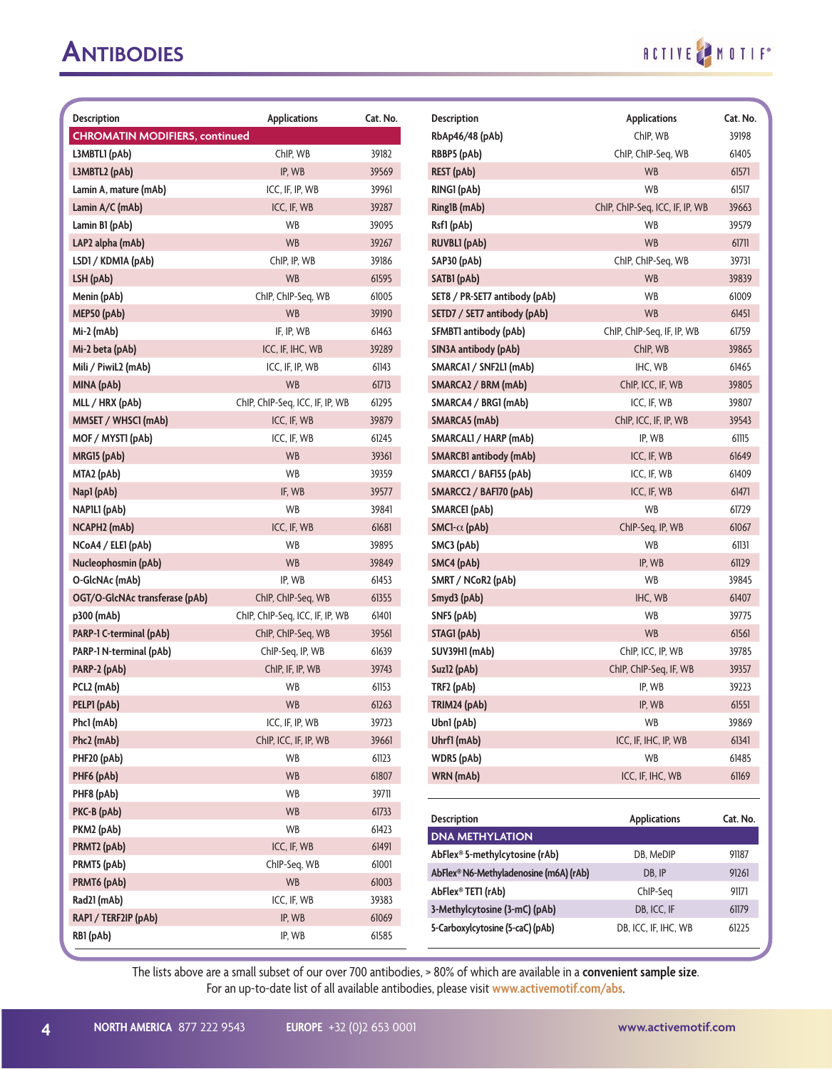# Antibodies

| Description | Applications | Cat. No. |
|---|---|---|
| **CHROMATIN MODIFIERS, continued** | | |
| L3MBTL1 (pAb) | ChIP, WB | 39182 |
| L3MBTL2 (pAb) | IP, WB | 39569 |
| Lamin A, mature (mAb) | ICC, IF, IP, WB | 39961 |
| Lamin A/C (mAb) | ICC, IF, WB | 39287 |
| Lamin B1 (pAb) | WB | 39095 |
| LAP2 alpha (mAb) | WB | 39267 |
| LSD1 / KDM1A (pAb) | ChIP, IP, WB | 39186 |
| LSH (pAb) | WB | 61595 |
| Menin (pAb) | ChIP, ChIP-Seq, WB | 61005 |
| MEP50 (pAb) | WB | 39190 |
| Mi-2 (mAb) | IF, IP, WB | 61463 |
| Mi-2 beta (pAb) | ICC, IF, IHC, WB | 39289 |
| Mili / PiwiL2 (mAb) | ICC, IF, IP, WB | 61143 |
| MINA (pAb) | WB | 61713 |
| MLL / HRX (pAb) | ChIP, ChIP-Seq, ICC, IF, IP, WB | 61295 |
| MMSET / WHSC1 (mAb) | ICC, IF, WB | 39879 |
| MOF / MYST1 (pAb) | ICC, IF, WB | 61245 |
| MRG15 (pAb) | WB | 39361 |
| MTA2 (pAb) | WB | 39359 |
| Nap1 (pAb) | IF, WB | 39577 |
| NAP1L1 (pAb) | WB | 39841 |
| NCAPH2 (mAb) | ICC, IF, WB | 61681 |
| NCoA4 / ELE1 (pAb) | WB | 39895 |
| Nucleophosmin (pAb) | WB | 39849 |
| O-GlcNAc (mAb) | IP, WB | 61453 |
| OGT/O-GlcNAc transferase (pAb) | ChIP, ChIP-Seq, WB | 61355 |
| p300 (mAb) | ChIP, ChIP-Seq, ICC, IF, IP, WB | 61401 |
| PARP-1 C-terminal (pAb) | ChIP, ChIP-Seq, WB | 39561 |
| PARP-1 N-terminal (pAb) | ChIP-Seq, IP, WB | 61639 |
| PARP-2 (pAb) | ChIP, IF, IP, WB | 39743 |
| PCL2 (mAb) | WB | 61153 |
| PELP1 (pAb) | WB | 61263 |
| Phc1 (mAb) | ICC, IF, IP, WB | 39723 |
| Phc2 (mAb) | ChIP, ICC, IF, IP, WB | 39661 |
| PHF20 (pAb) | WB | 61123 |
| PHF6 (pAb) | WB | 61807 |
| PHF8 (pAb) | WB | 39711 |
| PKC-B (pAb) | WB | 61733 |
| PKM2 (pAb) | WB | 61423 |
| PRMT2 (pAb) | ICC, IF, WB | 61491 |
| PRMT5 (pAb) | ChIP-Seq, WB | 61001 |
| PRMT6 (pAb) | WB | 61003 |
| Rad21 (mAb) | ICC, IF, WB | 39383 |
| RAP1 / TERF2IP (pAb) | IP, WB | 61069 |
| RB1 (pAb) | IP, WB | 61585 |
| RbAp46/48 (pAb) | ChIP, WB | 39198 |
| RBBP5 (pAb) | ChIP, ChIP-Seq, WB | 61405 |
| REST (pAb) | WB | 61571 |
| RING1 (pAb) | WB | 61517 |
| Ring1B (mAb) | ChIP, ChIP-Seq, ICC, IF, IP, WB | 39663 |
| Rsf1 (pAb) | WB | 39579 |
| RUVBL1 (pAb) | WB | 61711 |
| SAP30 (pAb) | ChIP, ChIP-Seq, WB | 39731 |
| SATB1 (pAb) | WB | 39839 |
| SET8 / PR-SET7 antibody (pAb) | WB | 61009 |
| SETD7 / SET7 antibody (pAb) | WB | 61451 |
| SFMBT1 antibody (pAb) | ChIP, ChIP-Seq, IF, IP, WB | 61759 |
| SIN3A antibody (pAb) | ChIP, WB | 39865 |
| SMARCA1 / SNF2L1 (mAb) | IHC, WB | 61465 |
| SMARCA2 / BRM (mAb) | ChIP, ICC, IF, WB | 39805 |
| SMARCA4 / BRG1 (mAb) | ICC, IF, WB | 39807 |
| SMARCA5 (mAb) | ChIP, ICC, IF, IP, WB | 39543 |
| SMARCAL1 / HARP (mAb) | IP, WB | 61115 |
| SMARCB1 antibody (mAb) | ICC, IF, WB | 61649 |
| SMARCC1 / BAF155 (pAb) | ICC, IF, WB | 61409 |
| SMARCC2 / BAF170 (pAb) | ICC, IF, WB | 61471 |
| SMARCE1 (pAb) | WB | 61729 |
| SMC1-α (pAb) | ChIP-Seq, IP, WB | 61067 |
| SMC3 (pAb) | WB | 61131 |
| SMC4 (pAb) | IP, WB | 61129 |
| SMRT / NCoR2 (pAb) | WB | 39845 |
| Smyd3 (pAb) | IHC, WB | 61407 |
| SNF5 (pAb) | WB | 39775 |
| STAG1 (pAb) | WB | 61561 |
| SUV39H1 (mAb) | ChIP, ICC, IP, WB | 39785 |
| Suz12 (pAb) | ChIP, ChIP-Seq, IF, WB | 39357 |
| TRF2 (pAb) | IP, WB | 39223 |
| TRIM24 (pAb) | IP, WB | 61551 |
| Ubn1 (pAb) | WB | 39869 |
| Uhrf1 (mAb) | ICC, IF, IHC, IP, WB | 61341 |
| WDR5 (pAb) | WB | 61485 |
| WRN (mAb) | ICC, IF, IHC, WB | 61169 |

| Description | Applications | Cat. No. |
|---|---|---|
| **DNA METHYLATION** | | |
| AbFlex® 5-methylcytosine (rAb) | DB, MeDIP | 91187 |
| AbFlex® N6-Methyladenosine (m6A) (rAb) | DB, IP | 91261 |
| AbFlex® TET1 (rAb) | ChIP-Seq | 91171 |
| 3-Methylcytosine (3-mC) (pAb) | DB, ICC, IF | 61179 |
| 5-Carboxylcytosine (5-caC) (pAb) | DB, ICC, IF, IHC, WB | 61225 |

The lists above are a small subset of our over 700 antibodies, > 80% of which are available in a **convenient sample size**. For an up-to-date list of all available antibodies, please visit www.activemotif.com/abs.

**NORTH AMERICA** 877 222 9543 **EUROPE** +32 (0)2 653 0001 www.activemotif.com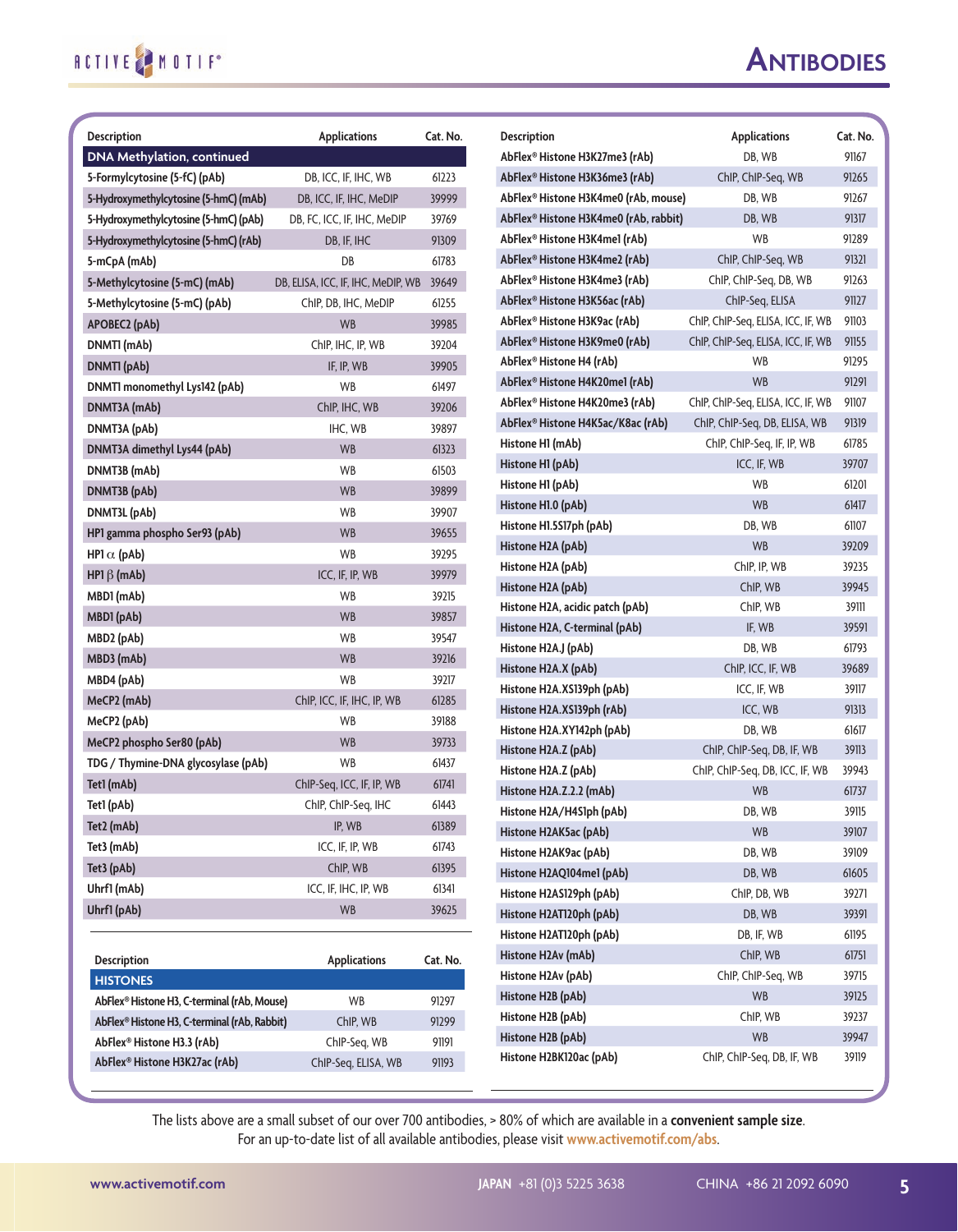# Antibodies

| Description | Applications | Cat. No. |
|---|---|---|
| **DNA Methylation, continued** | | |
| 5-Formylcytosine (5-fC) (pAb) | DB, ICC, IF, IHC, WB | 61223 |
| 5-Hydroxymethylcytosine (5-hmC) (mAb) | DB, ICC, IF, IHC, MeDIP | 39999 |
| 5-Hydroxymethylcytosine (5-hmC) (pAb) | DB, FC, ICC, IF, IHC, MeDIP | 39769 |
| 5-Hydroxymethylcytosine (5-hmC) (rAb) | DB, IF, IHC | 91309 |
| 5-mCpA (mAb) | DB | 61783 |
| 5-Methylcytosine (5-mC) (mAb) | DB, ELISA, ICC, IF, IHC, MeDIP, WB | 39649 |
| 5-Methylcytosine (5-mC) (pAb) | ChIP, DB, IHC, MeDIP | 61255 |
| APOBEC2 (pAb) | WB | 39985 |
| DNMT1 (mAb) | ChIP, IHC, IP, WB | 39204 |
| DNMT1 (pAb) | IF, IP, WB | 39905 |
| DNMT1 monomethyl Lys142 (pAb) | WB | 61497 |
| DNMT3A (mAb) | ChIP, IHC, WB | 39206 |
| DNMT3A (pAb) | IHC, WB | 39897 |
| DNMT3A dimethyl Lys44 (pAb) | WB | 61323 |
| DNMT3B (mAb) | WB | 61503 |
| DNMT3B (pAb) | WB | 39899 |
| DNMT3L (pAb) | WB | 39907 |
| HP1 gamma phospho Ser93 (pAb) | WB | 39655 |
| HP1 $\alpha$ (pAb) | WB | 39295 |
| HP1 $\beta$ (mAb) | ICC, IF, IP, WB | 39979 |
| MBD1 (mAb) | WB | 39215 |
| MBD1 (pAb) | WB | 39857 |
| MBD2 (pAb) | WB | 39547 |
| MBD3 (mAb) | WB | 39216 |
| MBD4 (pAb) | WB | 39217 |
| MeCP2 (mAb) | ChIP, ICC, IF, IHC, IP, WB | 61285 |
| MeCP2 (pAb) | WB | 39188 |
| MeCP2 phospho Ser80 (pAb) | WB | 39733 |
| TDG / Thymine-DNA glycosylase (pAb) | WB | 61437 |
| Tet1 (mAb) | ChIP-Seq, ICC, IF, IP, WB | 61741 |
| Tet1 (pAb) | ChIP, ChIP-Seq, IHC | 61443 |
| Tet2 (mAb) | IP, WB | 61389 |
| Tet3 (mAb) | ICC, IF, IP, WB | 61743 |
| Tet3 (pAb) | ChIP, WB | 61395 |
| Uhrf1 (mAb) | ICC, IF, IHC, IP, WB | 61341 |
| Uhrf1 (pAb) | WB | 39625 |

| Description | Applications | Cat. No. |
|---|---|---|
| **HISTONES** | | |
| AbFlex® Histone H3, C-terminal (rAb, Mouse) | WB | 91297 |
| AbFlex® Histone H3, C-terminal (rAb, Rabbit) | ChIP, WB | 91299 |
| AbFlex® Histone H3.3 (rAb) | ChIP-Seq, WB | 91191 |
| AbFlex® Histone H3K27ac (rAb) | ChIP-Seq, ELISA, WB | 91193 |
| AbFlex® Histone H3K27me3 (rAb) | DB, WB | 91167 |
| AbFlex® Histone H3K36me3 (rAb) | ChIP, ChIP-Seq, WB | 91265 |
| AbFlex® Histone H3K4me0 (rAb, mouse) | DB, WB | 91267 |
| AbFlex® Histone H3K4me0 (rAb, rabbit) | DB, WB | 91317 |
| AbFlex® Histone H3K4me1 (rAb) | WB | 91289 |
| AbFlex® Histone H3K4me2 (rAb) | ChIP, ChIP-Seq, WB | 91321 |
| AbFlex® Histone H3K4me3 (rAb) | ChIP, ChIP-Seq, DB, WB | 91263 |
| AbFlex® Histone H3K56ac (rAb) | ChIP-Seq, ELISA | 91127 |
| AbFlex® Histone H3K9ac (rAb) | ChIP, ChIP-Seq, ELISA, ICC, IF, WB | 91103 |
| AbFlex® Histone H3K9me0 (rAb) | ChIP, ChIP-Seq, ELISA, ICC, IF, WB | 91155 |
| AbFlex® Histone H4 (rAb) | WB | 91295 |
| AbFlex® Histone H4K20me1 (rAb) | WB | 91291 |
| AbFlex® Histone H4K20me3 (rAb) | ChIP, ChIP-Seq, ELISA, ICC, IF, WB | 91107 |
| AbFlex® Histone H4K5ac/K8ac (rAb) | ChIP, ChIP-Seq, DB, ELISA, WB | 91319 |
| Histone H1 (mAb) | ChIP, ChIP-Seq, IF, IP, WB | 61785 |
| Histone H1 (pAb) | ICC, IF, WB | 39707 |
| Histone H1 (pAb) | WB | 61201 |
| Histone H1.0 (pAb) | WB | 61417 |
| Histone H1.5S17ph (pAb) | DB, WB | 61107 |
| Histone H2A (pAb) | WB | 39209 |
| Histone H2A (pAb) | ChIP, IP, WB | 39235 |
| Histone H2A (pAb) | ChIP, WB | 39945 |
| Histone H2A, acidic patch (pAb) | ChIP, WB | 39111 |
| Histone H2A, C-terminal (pAb) | IF, WB | 39591 |
| Histone H2A.J (pAb) | DB, WB | 61793 |
| Histone H2A.X (pAb) | ChIP, ICC, IF, WB | 39689 |
| Histone H2A.XS139ph (pAb) | ICC, IF, WB | 39117 |
| Histone H2A.XS139ph (rAb) | ICC, WB | 91313 |
| Histone H2A.XY142ph (pAb) | DB, WB | 61617 |
| Histone H2A.Z (pAb) | ChIP, ChIP-Seq, DB, IF, WB | 39113 |
| Histone H2A.Z (pAb) | ChIP, ChIP-Seq, DB, ICC, IF, WB | 39943 |
| Histone H2A.Z.2.2 (mAb) | WB | 61737 |
| Histone H2A/H4S1ph (pAb) | DB, WB | 39115 |
| Histone H2AK5ac (pAb) | WB | 39107 |
| Histone H2AK9ac (pAb) | DB, WB | 39109 |
| Histone H2AQ104me1 (pAb) | DB, WB | 61605 |
| Histone H2AS129ph (pAb) | ChIP, DB, WB | 39271 |
| Histone H2AT120ph (pAb) | DB, WB | 39391 |
| Histone H2AT120ph (pAb) | DB, IF, WB | 61195 |
| Histone H2Av (mAb) | ChIP, WB | 61751 |
| Histone H2Av (pAb) | ChIP, ChIP-Seq, WB | 39715 |
| Histone H2B (pAb) | WB | 39125 |
| Histone H2B (pAb) | ChIP, WB | 39237 |
| Histone H2B (pAb) | WB | 39947 |
| Histone H2BK120ac (pAb) | ChIP, ChIP-Seq, DB, IF, WB | 39119 |

The lists above are a small subset of our over 700 antibodies, > 80% of which are available in a **convenient sample size**. For an up-to-date list of all available antibodies, please visit www.activemotif.com/abs.

www.activemotif.com **JAPAN** +81 (0)3 5225 3638 CHINA +86 21 2092 6090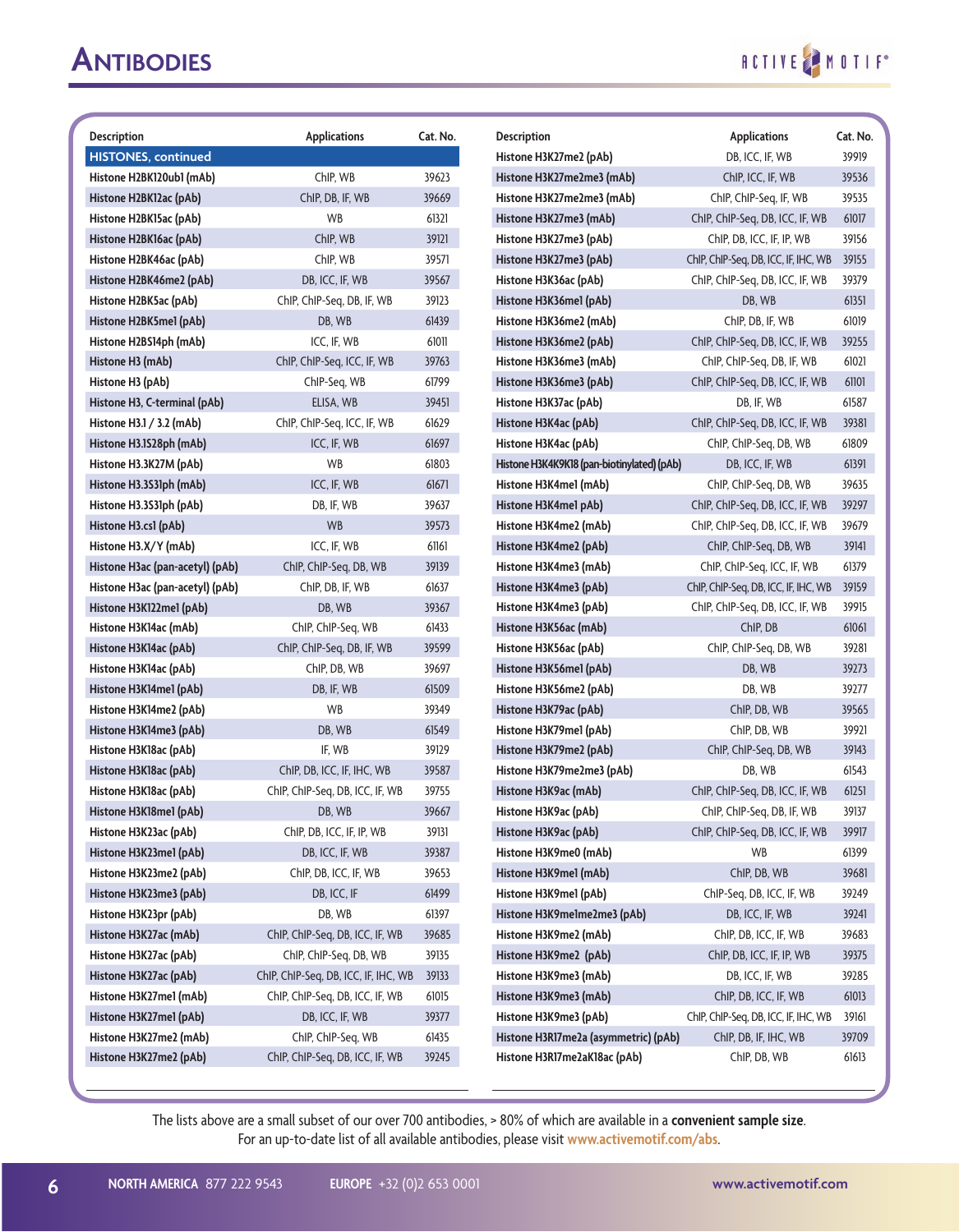# ANTIBODIES

| Description | Applications | Cat. No. |
|---|---|---|
| **HISTONES, continued** | | |
| Histone H2BK120ub1 (mAb) | ChIP, WB | 39623 |
| Histone H2BK12ac (pAb) | ChIP, DB, IF, WB | 39669 |
| Histone H2BK15ac (pAb) | WB | 61321 |
| Histone H2BK16ac (pAb) | ChIP, WB | 39121 |
| Histone H2BK46ac (pAb) | ChIP, WB | 39571 |
| Histone H2BK46me2 (pAb) | DB, ICC, IF, WB | 39567 |
| Histone H2BK5ac (pAb) | ChIP, ChIP-Seq, DB, IF, WB | 39123 |
| Histone H2BK5me1 (pAb) | DB, WB | 61439 |
| Histone H2BS14ph (mAb) | ICC, IF, WB | 61011 |
| Histone H3 (mAb) | ChIP, ChIP-Seq, ICC, IF, WB | 39763 |
| Histone H3 (pAb) | ChIP-Seq, WB | 61799 |
| Histone H3, C-terminal (pAb) | ELISA, WB | 39451 |
| Histone H3.1 / 3.2 (mAb) | ChIP, ChIP-Seq, ICC, IF, WB | 61629 |
| Histone H3.1S28ph (mAb) | ICC, IF, WB | 61697 |
| Histone H3.3K27M (pAb) | WB | 61803 |
| Histone H3.3S31ph (mAb) | ICC, IF, WB | 61671 |
| Histone H3.3S31ph (pAb) | DB, IF, WB | 39637 |
| Histone H3.cs1 (pAb) | WB | 39573 |
| Histone H3.X/Y (mAb) | ICC, IF, WB | 61161 |
| Histone H3ac (pan-acetyl) (pAb) | ChIP, ChIP-Seq, DB, WB | 39139 |
| Histone H3ac (pan-acetyl) (pAb) | ChIP, DB, IF, WB | 61637 |
| Histone H3K122me1 (pAb) | DB, WB | 39367 |
| Histone H3K14ac (mAb) | ChIP, ChIP-Seq, WB | 61433 |
| Histone H3K14ac (pAb) | ChIP, ChIP-Seq, DB, IF, WB | 39599 |
| Histone H3K14ac (pAb) | ChIP, DB, WB | 39697 |
| Histone H3K14me1 (pAb) | DB, IF, WB | 61509 |
| Histone H3K14me2 (pAb) | WB | 39349 |
| Histone H3K14me3 (pAb) | DB, WB | 61549 |
| Histone H3K18ac (pAb) | IF, WB | 39129 |
| Histone H3K18ac (pAb) | ChIP, DB, ICC, IF, IHC, WB | 39587 |
| Histone H3K18ac (pAb) | ChIP, ChIP-Seq, DB, ICC, IF, WB | 39755 |
| Histone H3K18me1 (pAb) | DB, WB | 39667 |
| Histone H3K23ac (pAb) | ChIP, DB, ICC, IF, IP, WB | 39131 |
| Histone H3K23me1 (pAb) | DB, ICC, IF, WB | 39387 |
| Histone H3K23me2 (pAb) | ChIP, DB, ICC, IF, WB | 39653 |
| Histone H3K23me3 (pAb) | DB, ICC, IF | 61499 |
| Histone H3K23pr (pAb) | DB, WB | 61397 |
| Histone H3K27ac (mAb) | ChIP, ChIP-Seq, DB, ICC, IF, WB | 39685 |
| Histone H3K27ac (pAb) | ChIP, ChIP-Seq, DB, WB | 39135 |
| Histone H3K27ac (pAb) | ChIP, ChIP-Seq, DB, ICC, IF, IHC, WB | 39133 |
| Histone H3K27me1 (mAb) | ChIP, ChIP-Seq, DB, ICC, IF, WB | 61015 |
| Histone H3K27me1 (pAb) | DB, ICC, IF, WB | 39377 |
| Histone H3K27me2 (mAb) | ChIP, ChIP-Seq, WB | 61435 |
| Histone H3K27me2 (pAb) | ChIP, ChIP-Seq, DB, ICC, IF, WB | 39245 |
| Histone H3K27me2 (pAb) | DB, ICC, IF, WB | 39919 |
| Histone H3K27me2me3 (mAb) | ChIP, ICC, IF, WB | 39536 |
| Histone H3K27me2me3 (mAb) | ChIP, ChIP-Seq, IF, WB | 39535 |
| Histone H3K27me3 (mAb) | ChIP, ChIP-Seq, DB, ICC, IF, WB | 61017 |
| Histone H3K27me3 (pAb) | ChIP, DB, ICC, IF, IP, WB | 39156 |
| Histone H3K27me3 (pAb) | ChIP, ChIP-Seq, DB, ICC, IF, IHC, WB | 39155 |
| Histone H3K36ac (pAb) | ChIP, ChIP-Seq, DB, ICC, IF, WB | 39379 |
| Histone H3K36me1 (pAb) | DB, WB | 61351 |
| Histone H3K36me2 (mAb) | ChIP, DB, IF, WB | 61019 |
| Histone H3K36me2 (pAb) | ChIP, ChIP-Seq, DB, ICC, IF, WB | 39255 |
| Histone H3K36me3 (mAb) | ChIP, ChIP-Seq, DB, IF, WB | 61021 |
| Histone H3K36me3 (pAb) | ChIP, ChIP-Seq, DB, ICC, IF, WB | 61101 |
| Histone H3K37ac (pAb) | DB, IF, WB | 61587 |
| Histone H3K4ac (pAb) | ChIP, ChIP-Seq, DB, ICC, IF, WB | 39381 |
| Histone H3K4ac (pAb) | ChIP, ChIP-Seq, DB, WB | 61809 |
| Histone H3K4K9K18 (pan-biotinylated) (pAb) | DB, ICC, IF, WB | 61391 |
| Histone H3K4me1 (mAb) | ChIP, ChIP-Seq, DB, WB | 39635 |
| Histone H3K4me1 pAb) | ChIP, ChIP-Seq, DB, ICC, IF, WB | 39297 |
| Histone H3K4me2 (mAb) | ChIP, ChIP-Seq, DB, ICC, IF, WB | 39679 |
| Histone H3K4me2 (pAb) | ChIP, ChIP-Seq, DB, WB | 39141 |
| Histone H3K4me3 (mAb) | ChIP, ChIP-Seq, ICC, IF, WB | 61379 |
| Histone H3K4me3 (pAb) | ChIP, ChIP-Seq, DB, ICC, IF, IHC, WB | 39159 |
| Histone H3K4me3 (pAb) | ChIP, ChIP-Seq, DB, ICC, IF, WB | 39915 |
| Histone H3K56ac (mAb) | ChIP, DB | 61061 |
| Histone H3K56ac (pAb) | ChIP, ChIP-Seq, DB, WB | 39281 |
| Histone H3K56me1 (pAb) | DB, WB | 39273 |
| Histone H3K56me2 (pAb) | DB, WB | 39277 |
| Histone H3K79ac (pAb) | ChIP, DB, WB | 39565 |
| Histone H3K79me1 (pAb) | ChIP, DB, WB | 39921 |
| Histone H3K79me2 (pAb) | ChIP, ChIP-Seq, DB, WB | 39143 |
| Histone H3K79me2me3 (pAb) | DB, WB | 61543 |
| Histone H3K9ac (mAb) | ChIP, ChIP-Seq, DB, ICC, IF, WB | 61251 |
| Histone H3K9ac (pAb) | ChIP, ChIP-Seq, DB, IF, WB | 39137 |
| Histone H3K9ac (pAb) | ChIP, ChIP-Seq, DB, ICC, IF, WB | 39917 |
| Histone H3K9me0 (mAb) | WB | 61399 |
| Histone H3K9me1 (mAb) | ChIP, DB, WB | 39681 |
| Histone H3K9me1 (pAb) | ChIP-Seq, DB, ICC, IF, WB | 39249 |
| Histone H3K9me1me2me3 (pAb) | DB, ICC, IF, WB | 39241 |
| Histone H3K9me2 (mAb) | ChIP, DB, ICC, IF, WB | 39683 |
| Histone H3K9me2 (pAb) | ChIP, DB, ICC, IF, IP, WB | 39375 |
| Histone H3K9me3 (mAb) | DB, ICC, IF, WB | 39285 |
| Histone H3K9me3 (mAb) | ChIP, DB, ICC, IF, WB | 61013 |
| Histone H3K9me3 (pAb) | ChIP, ChIP-Seq, DB, ICC, IF, IHC, WB | 39161 |
| Histone H3R17me2a (asymmetric) (pAb) | ChIP, DB, IF, IHC, WB | 39709 |
| Histone H3R17me2aK18ac (pAb) | ChIP, DB, WB | 61613 |

The lists above are a small subset of our over 700 antibodies, > 80% of which are available in a **convenient sample size**.
For an up-to-date list of all available antibodies, please visit www.activemotif.com/abs.

**NORTH AMERICA** 877 222 9543 **EUROPE** +32 (0)2 653 0001 www.activemotif.com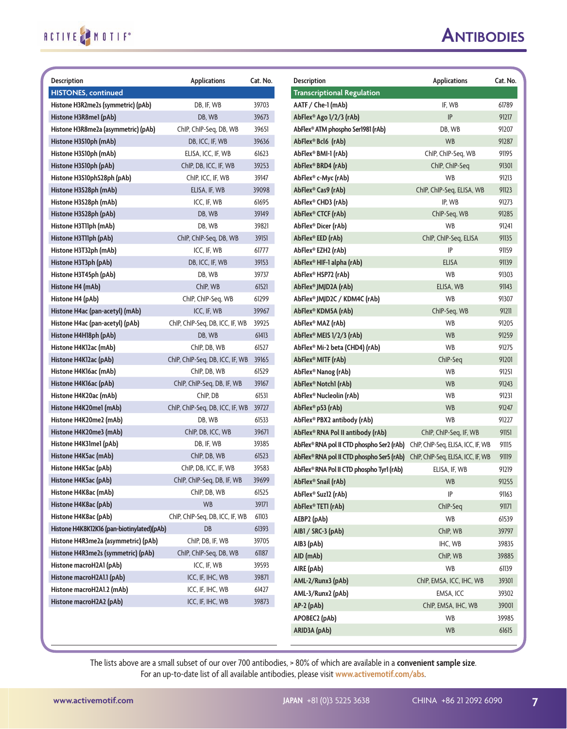# Antibodies

| Description | Applications | Cat. No. |
|---|---|---|
| **HISTONES, continued** | | |
| Histone H3R2me2s (symmetric) (pAb) | DB, IF, WB | 39703 |
| Histone H3R8me1 (pAb) | DB, WB | 39673 |
| Histone H3R8me2a (asymmetric) (pAb) | ChIP, ChIP-Seq, DB, WB | 39651 |
| Histone H3S10ph (mAb) | DB, ICC, IF, WB | 39636 |
| Histone H3S10ph (mAb) | ELISA, ICC, IF, WB | 61623 |
| Histone H3S10ph (pAb) | ChIP, DB, ICC, IF, WB | 39253 |
| Histone H3S10phS28ph (pAb) | ChIP, ICC, IF, WB | 39147 |
| Histone H3S28ph (mAb) | ELISA, IF, WB | 39098 |
| Histone H3S28ph (mAb) | ICC, IF, WB | 61695 |
| Histone H3S28ph (pAb) | DB, WB | 39149 |
| Histone H3T11ph (mAb) | DB, WB | 39821 |
| Histone H3T11ph (pAb) | ChIP, ChIP-Seq, DB, WB | 39151 |
| Histone H3T32ph (mAb) | ICC, IF, WB | 61777 |
| Histone H3T3ph (pAb) | DB, ICC, IF, WB | 39153 |
| Histone H3T45ph (pAb) | DB, WB | 39737 |
| Histone H4 (mAb) | ChIP, WB | 61521 |
| Histone H4 (pAb) | ChIP, ChIP-Seq, WB | 61299 |
| Histone H4ac (pan-acetyl) (mAb) | ICC, IF, WB | 39967 |
| Histone H4ac (pan-acetyl) (pAb) | ChIP, ChIP-Seq, DB, ICC, IF, WB | 39925 |
| Histone H4H18ph (pAb) | DB, WB | 61413 |
| Histone H4K12ac (mAb) | ChIP, DB, WB | 61527 |
| Histone H4K12ac (pAb) | ChIP, ChIP-Seq, DB, ICC, IF, WB | 39165 |
| Histone H4K16ac (mAb) | ChIP, DB, WB | 61529 |
| Histone H4K16ac (pAb) | ChIP, ChIP-Seq, DB, IF, WB | 39167 |
| Histone H4K20ac (mAb) | ChIP, DB | 61531 |
| Histone H4K20me1 (mAb) | ChIP, ChIP-Seq, DB, ICC, IF, WB | 39727 |
| Histone H4K20me2 (mAb) | DB, WB | 61533 |
| Histone H4K20me3 (mAb) | ChIP, DB, ICC, WB | 39671 |
| Histone H4K31me1 (pAb) | DB, IF, WB | 39385 |
| Histone H4K5ac (mAb) | ChIP, DB, WB | 61523 |
| Histone H4K5ac (pAb) | ChIP, DB, ICC, IF, WB | 39583 |
| Histone H4K5ac (pAb) | ChIP, ChIP-Seq, DB, IF, WB | 39699 |
| Histone H4K8ac (mAb) | ChIP, DB, WB | 61525 |
| Histone H4K8ac (pAb) | WB | 39171 |
| Histone H4K8ac (pAb) | ChIP, ChIP-Seq, DB, ICC, IF, WB | 61103 |
| Histone H4K8K12K16 (pan-biotinylated)(pAb) | DB | 61393 |
| Histone H4R3me2a (asymmetric) (pAb) | ChIP, DB, IF, WB | 39705 |
| Histone H4R3me2s (symmetric) (pAb) | ChIP, ChIP-Seq, DB, WB | 61187 |
| Histone macroH2A1 (pAb) | ICC, IF, WB | 39593 |
| Histone macroH2A1.1 (pAb) | ICC, IF, IHC, WB | 39871 |
| Histone macroH2A1.2 (mAb) | ICC, IF, IHC, WB | 61427 |
| Histone macroH2A2 (pAb) | ICC, IF, IHC, WB | 39873 |

| Description | Applications | Cat. No. |
|---|---|---|
| **Transcriptional Regulation** | | |
| AATF / Che-1 (mAb) | IF, WB | 61789 |
| AbFlex® Ago 1/2/3 (rAb) | IP | 91217 |
| AbFlex® ATM phospho Ser1981 (rAb) | DB, WB | 91207 |
| AbFlex® Bcl6 (rAb) | WB | 91287 |
| AbFlex® BMI-1 (rAb) | ChIP, ChIP-Seq, WB | 91195 |
| AbFlex® BRD4 (rAb) | ChIP, ChIP-Seq | 91301 |
| AbFlex® c-Myc (rAb) | WB | 91213 |
| AbFlex® Cas9 (rAb) | ChIP, ChIP-Seq, ELISA, WB | 91123 |
| AbFlex® CHD3 (rAb) | IP, WB | 91273 |
| AbFlex® CTCF (rAb) | ChIP-Seq, WB | 91285 |
| AbFlex® Dicer (rAb) | WB | 91241 |
| AbFlex® EED (rAb) | ChIP, ChIP-Seq, ELISA | 91135 |
| AbFlex® EZH2 (rAb) | IP | 91159 |
| AbFlex® HIF-1 alpha (rAb) | ELISA | 91139 |
| AbFlex® HSP72 (rAb) | WB | 91303 |
| AbFlex® JMJD2A (rAb) | ELISA, WB | 91143 |
| AbFlex® JMJD2C / KDM4C (rAb) | WB | 91307 |
| AbFlex® KDM5A (rAb) | ChIP-Seq, WB | 91211 |
| AbFlex® MAZ (rAb) | WB | 91205 |
| AbFlex® MEIS 1/2/3 (rAb) | WB | 91259 |
| AbFlex® Mi-2 beta (CHD4) (rAb) | WB | 91275 |
| AbFlex® MITF (rAb) | ChIP-Seq | 91201 |
| AbFlex® Nanog (rAb) | WB | 91251 |
| AbFlex® Notch1 (rAb) | WB | 91243 |
| AbFlex® Nucleolin (rAb) | WB | 91231 |
| AbFlex® p53 (rAb) | WB | 91247 |
| AbFlex® PBX2 antibody (rAb) | WB | 91227 |
| AbFlex® RNA Pol II antibody (rAb) | ChIP, ChIP-Seq, IF, WB | 91151 |
| AbFlex® RNA pol II CTD phospho Ser2 (rAb) | ChIP, ChIP-Seq, ELISA, ICC, IF, WB | 91115 |
| AbFlex® RNA pol II CTD phospho Ser5 (rAb) | ChIP, ChIP-Seq, ELISA, ICC, IF, WB | 91119 |
| AbFlex® RNA Pol II CTD phospho Tyr1 (rAb) | ELISA, IF, WB | 91219 |
| AbFlex® Snail (rAb) | WB | 91255 |
| AbFlex® Suz12 (rAb) | IP | 91163 |
| AbFlex® TET1 (rAb) | ChIP-Seq | 91171 |
| AEBP2 (pAb) | WB | 61539 |
| AIB1 / SRC-3 (pAb) | ChIP, WB | 39797 |
| AIB3 (pAb) | IHC, WB | 39835 |
| AID (mAb) | ChIP, WB | 39885 |
| AIRE (pAb) | WB | 61139 |
| AML-2/Runx3 (pAb) | ChIP, EMSA, ICC, IHC, WB | 39301 |
| AML-3/Runx2 (pAb) | EMSA, ICC | 39302 |
| AP-2 (pAb) | ChIP, EMSA, IHC, WB | 39001 |
| APOBEC2 (pAb) | WB | 39985 |
| ARID3A (pAb) | WB | 61615 |

The lists above are a small subset of our over 700 antibodies, > 80% of which are available in a **convenient sample size**. For an up-to-date list of all available antibodies, please visit www.activemotif.com/abs.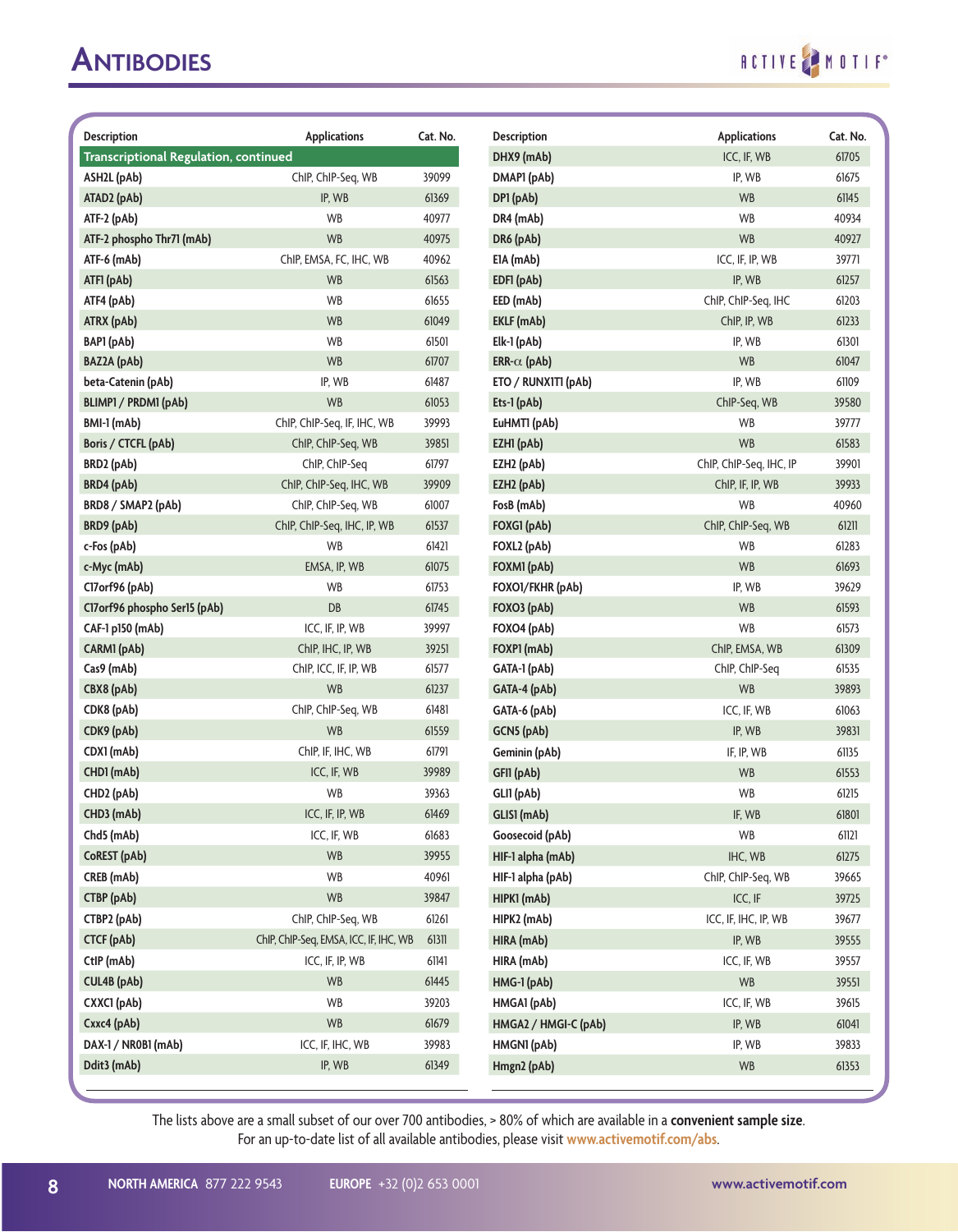# Antibodies

| Description | Applications | Cat. No. |
|---|---|---|
| **Transcriptional Regulation, continued** | | |
| ASH2L (pAb) | ChIP, ChIP-Seq, WB | 39099 |
| ATAD2 (pAb) | IP, WB | 61369 |
| ATF-2 (pAb) | WB | 40977 |
| ATF-2 phospho Thr71 (mAb) | WB | 40975 |
| ATF-6 (mAb) | ChIP, EMSA, FC, IHC, WB | 40962 |
| ATF1 (pAb) | WB | 61563 |
| ATF4 (pAb) | WB | 61655 |
| ATRX (pAb) | WB | 61049 |
| BAP1 (pAb) | WB | 61501 |
| BAZ2A (pAb) | WB | 61707 |
| beta-Catenin (pAb) | IP, WB | 61487 |
| BLIMP1 / PRDM1 (pAb) | WB | 61053 |
| BMI-1 (mAb) | ChIP, ChIP-Seq, IF, IHC, WB | 39993 |
| Boris / CTCFL (pAb) | ChIP, ChIP-Seq, WB | 39851 |
| BRD2 (pAb) | ChIP, ChIP-Seq | 61797 |
| BRD4 (pAb) | ChIP, ChIP-Seq, IHC, WB | 39909 |
| BRD8 / SMAP2 (pAb) | ChIP, ChIP-Seq, WB | 61007 |
| BRD9 (pAb) | ChIP, ChIP-Seq, IHC, IP, WB | 61537 |
| c-Fos (pAb) | WB | 61421 |
| c-Myc (mAb) | EMSA, IP, WB | 61075 |
| C17orf96 (pAb) | WB | 61753 |
| C17orf96 phospho Ser15 (pAb) | DB | 61745 |
| CAF-1 p150 (mAb) | ICC, IF, IP, WB | 39997 |
| CARM1 (pAb) | ChIP, IHC, IP, WB | 39251 |
| Cas9 (mAb) | ChIP, ICC, IF, IP, WB | 61577 |
| CBX8 (pAb) | WB | 61237 |
| CDK8 (pAb) | ChIP, ChIP-Seq, WB | 61481 |
| CDK9 (pAb) | WB | 61559 |
| CDX1 (mAb) | ChIP, IF, IHC, WB | 61791 |
| CHD1 (mAb) | ICC, IF, WB | 39989 |
| CHD2 (pAb) | WB | 39363 |
| CHD3 (mAb) | ICC, IF, IP, WB | 61469 |
| Chd5 (mAb) | ICC, IF, WB | 61683 |
| CoREST (pAb) | WB | 39955 |
| CREB (mAb) | WB | 40961 |
| CTBP (pAb) | WB | 39847 |
| CTBP2 (pAb) | ChIP, ChIP-Seq, WB | 61261 |
| CTCF (pAb) | ChIP, ChIP-Seq, EMSA, ICC, IF, IHC, WB | 61311 |
| CtIP (mAb) | ICC, IF, IP, WB | 61141 |
| CUL4B (pAb) | WB | 61445 |
| CXXC1 (pAb) | WB | 39203 |
| Cxxc4 (pAb) | WB | 61679 |
| DAX-1 / NR0B1 (mAb) | ICC, IF, IHC, WB | 39983 |
| Ddit3 (mAb) | IP, WB | 61349 |
| DHX9 (mAb) | ICC, IF, WB | 61705 |
| DMAP1 (pAb) | IP, WB | 61675 |
| DP1 (pAb) | WB | 61145 |
| DR4 (mAb) | WB | 40934 |
| DR6 (pAb) | WB | 40927 |
| E1A (mAb) | ICC, IF, IP, WB | 39771 |
| EDF1 (pAb) | IP, WB | 61257 |
| EED (mAb) | ChIP, ChIP-Seq, IHC | 61203 |
| EKLF (mAb) | ChIP, IP, WB | 61233 |
| Elk-1 (pAb) | IP, WB | 61301 |
| ERR-α (pAb) | WB | 61047 |
| ETO / RUNX1T1 (pAb) | IP, WB | 61109 |
| Ets-1 (pAb) | ChIP-Seq, WB | 39580 |
| EuHMT1 (pAb) | WB | 39777 |
| EZH1 (pAb) | WB | 61583 |
| EZH2 (pAb) | ChIP, ChIP-Seq, IHC, IP | 39901 |
| EZH2 (pAb) | ChIP, IF, IP, WB | 39933 |
| FosB (mAb) | WB | 40960 |
| FOXG1 (pAb) | ChIP, ChIP-Seq, WB | 61211 |
| FOXL2 (pAb) | WB | 61283 |
| FOXM1 (pAb) | WB | 61693 |
| FOXO1/FKHR (pAb) | IP, WB | 39629 |
| FOXO3 (pAb) | WB | 61593 |
| FOXO4 (pAb) | WB | 61573 |
| FOXP1 (mAb) | ChIP, EMSA, WB | 61309 |
| GATA-1 (pAb) | ChIP, ChIP-Seq | 61535 |
| GATA-4 (pAb) | WB | 39893 |
| GATA-6 (pAb) | ICC, IF, WB | 61063 |
| GCN5 (pAb) | IP, WB | 39831 |
| Geminin (pAb) | IF, IP, WB | 61135 |
| GFI1 (pAb) | WB | 61553 |
| GLI1 (pAb) | WB | 61215 |
| GLIS1 (mAb) | IF, WB | 61801 |
| Goosecoid (pAb) | WB | 61121 |
| HIF-1 alpha (mAb) | IHC, WB | 61275 |
| HIF-1 alpha (pAb) | ChIP, ChIP-Seq, WB | 39665 |
| HIPK1 (mAb) | ICC, IF | 39725 |
| HIPK2 (mAb) | ICC, IF, IHC, IP, WB | 39677 |
| HIRA (mAb) | IP, WB | 39555 |
| HIRA (mAb) | ICC, IF, WB | 39557 |
| HMG-1 (pAb) | WB | 39551 |
| HMGA1 (pAb) | ICC, IF, WB | 39615 |
| HMGA2 / HMGI-C (pAb) | IP, WB | 61041 |
| HMGN1 (pAb) | IP, WB | 39833 |
| Hmgn2 (pAb) | WB | 61353 |

The lists above are a small subset of our over 700 antibodies, > 80% of which are available in a **convenient sample size**. For an up-to-date list of all available antibodies, please visit www.activemotif.com/abs.

**NORTH AMERICA** 877 222 9543 **EUROPE** +32 (0)2 653 0001 www.activemotif.com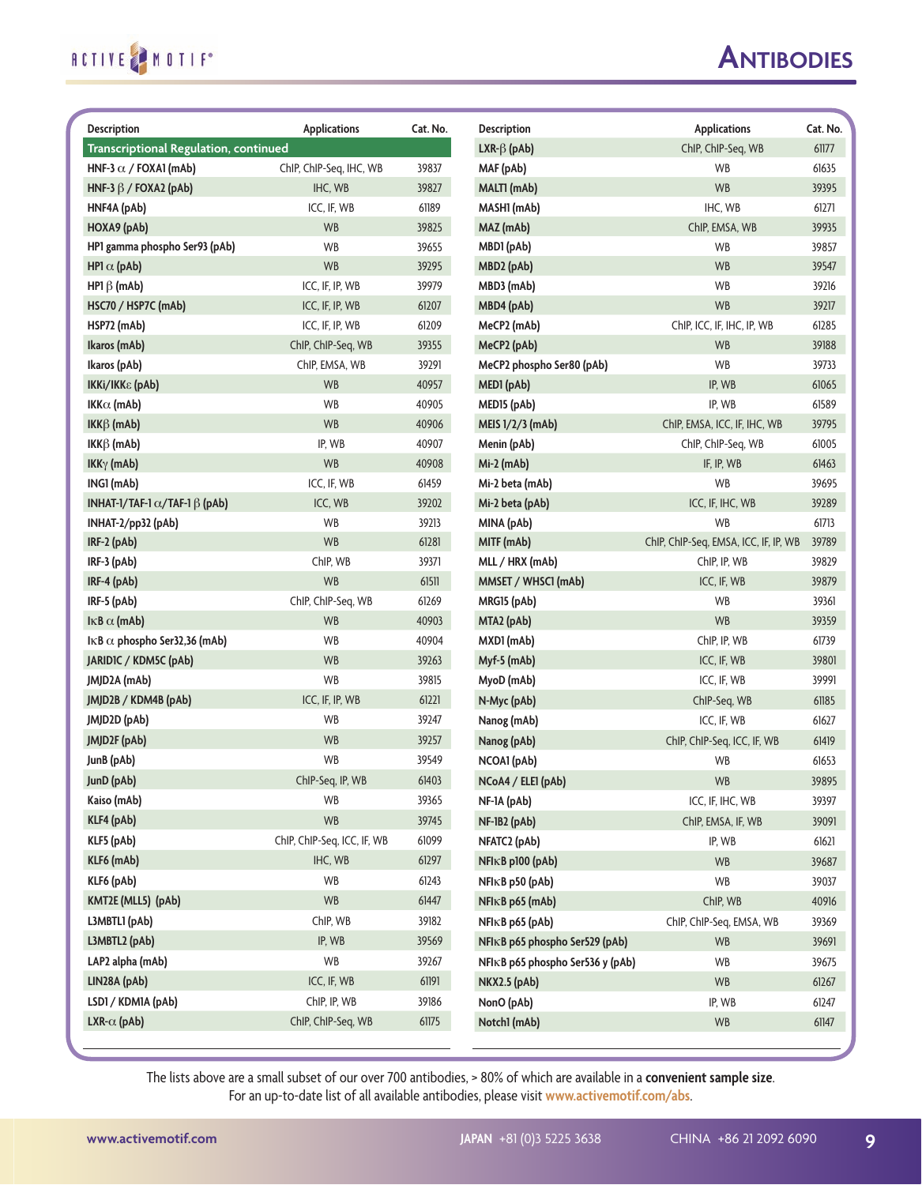# ANTIBODIES

| Description | Applications | Cat. No. |
|---|---|---|
| **Transcriptional Regulation, continued** | | |
| **HNF-3 $\alpha$ / FOXA1 (mAb)** | ChIP, ChIP-Seq, IHC, WB | 39837 |
| **HNF-3 $\beta$ / FOXA2 (pAb)** | IHC, WB | 39827 |
| **HNF4A (pAb)** | ICC, IF, WB | 61189 |
| **HOXA9 (pAb)** | WB | 39825 |
| **HP1 gamma phospho Ser93 (pAb)** | WB | 39655 |
| **HP1 $\alpha$ (pAb)** | WB | 39295 |
| **HP1 $\beta$ (mAb)** | ICC, IF, IP, WB | 39979 |
| **HSC70 / HSP7C (mAb)** | ICC, IF, IP, WB | 61207 |
| **HSP72 (mAb)** | ICC, IF, IP, WB | 61209 |
| **Ikaros (mAb)** | ChIP, ChIP-Seq, WB | 39355 |
| **Ikaros (pAb)** | ChIP, EMSA, WB | 39291 |
| **IKKi/IKK$\varepsilon$ (pAb)** | WB | 40957 |
| **IKK$\alpha$ (mAb)** | WB | 40905 |
| **IKK$\beta$ (mAb)** | WB | 40906 |
| **IKK$\beta$ (mAb)** | IP, WB | 40907 |
| **IKK$\gamma$ (mAb)** | WB | 40908 |
| **ING1 (mAb)** | ICC, IF, WB | 61459 |
| **INHAT-1/TAF-1 $\alpha$/TAF-1 $\beta$ (pAb)** | ICC, WB | 39202 |
| **INHAT-2/pp32 (pAb)** | WB | 39213 |
| **IRF-2 (pAb)** | WB | 61281 |
| **IRF-3 (pAb)** | ChIP, WB | 39371 |
| **IRF-4 (pAb)** | WB | 61511 |
| **IRF-5 (pAb)** | ChIP, ChIP-Seq, WB | 61269 |
| **I$\kappa$B $\alpha$ (mAb)** | WB | 40903 |
| **I$\kappa$B $\alpha$ phospho Ser32,36 (mAb)** | WB | 40904 |
| **JARID1C / KDM5C (pAb)** | WB | 39263 |
| **JMJD2A (mAb)** | WB | 39815 |
| **JMJD2B / KDM4B (pAb)** | ICC, IF, IP, WB | 61221 |
| **JMJD2D (pAb)** | WB | 39247 |
| **JMJD2F (pAb)** | WB | 39257 |
| **JunB (pAb)** | WB | 39549 |
| **JunD (pAb)** | ChIP-Seq, IP, WB | 61403 |
| **Kaiso (mAb)** | WB | 39365 |
| **KLF4 (pAb)** | WB | 39745 |
| **KLF5 (pAb)** | ChIP, ChIP-Seq, ICC, IF, WB | 61099 |
| **KLF6 (mAb)** | IHC, WB | 61297 |
| **KLF6 (pAb)** | WB | 61243 |
| **KMT2E (MLL5) (pAb)** | WB | 61447 |
| **L3MBTL1 (pAb)** | ChIP, WB | 39182 |
| **L3MBTL2 (pAb)** | IP, WB | 39569 |
| **LAP2 alpha (mAb)** | WB | 39267 |
| **LIN28A (pAb)** | ICC, IF, WB | 61191 |
| **LSD1 / KDM1A (pAb)** | ChIP, IP, WB | 39186 |
| **LXR-$\alpha$ (pAb)** | ChIP, ChIP-Seq, WB | 61175 |
| **LXR-$\beta$ (pAb)** | ChIP, ChIP-Seq, WB | 61177 |
| **MAF (pAb)** | WB | 61635 |
| **MALT1 (mAb)** | WB | 39395 |
| **MASH1 (mAb)** | IHC, WB | 61271 |
| **MAZ (mAb)** | ChIP, EMSA, WB | 39935 |
| **MBD1 (pAb)** | WB | 39857 |
| **MBD2 (pAb)** | WB | 39547 |
| **MBD3 (mAb)** | WB | 39216 |
| **MBD4 (pAb)** | WB | 39217 |
| **MeCP2 (mAb)** | ChIP, ICC, IF, IHC, IP, WB | 61285 |
| **MeCP2 (pAb)** | WB | 39188 |
| **MeCP2 phospho Ser80 (pAb)** | WB | 39733 |
| **MED1 (pAb)** | IP, WB | 61065 |
| **MED15 (pAb)** | IP, WB | 61589 |
| **MEIS 1/2/3 (mAb)** | ChIP, EMSA, ICC, IF, IHC, WB | 39795 |
| **Menin (pAb)** | ChIP, ChIP-Seq, WB | 61005 |
| **Mi-2 (mAb)** | IF, IP, WB | 61463 |
| **Mi-2 beta (mAb)** | WB | 39695 |
| **Mi-2 beta (pAb)** | ICC, IF, IHC, WB | 39289 |
| **MINA (pAb)** | WB | 61713 |
| **MITF (mAb)** | ChIP, ChIP-Seq, EMSA, ICC, IF, IP, WB | 39789 |
| **MLL / HRX (mAb)** | ChIP, IP, WB | 39829 |
| **MMSET / WHSC1 (mAb)** | ICC, IF, WB | 39879 |
| **MRG15 (pAb)** | WB | 39361 |
| **MTA2 (pAb)** | WB | 39359 |
| **MXD1 (mAb)** | ChIP, IP, WB | 61739 |
| **Myf-5 (mAb)** | ICC, IF, WB | 39801 |
| **MyoD (mAb)** | ICC, IF, WB | 39991 |
| **N-Myc (pAb)** | ChIP-Seq, WB | 61185 |
| **Nanog (mAb)** | ICC, IF, WB | 61627 |
| **Nanog (pAb)** | ChIP, ChIP-Seq, ICC, IF, WB | 61419 |
| **NCOA1 (pAb)** | WB | 61653 |
| **NCoA4 / ELE1 (pAb)** | WB | 39895 |
| **NF-1A (pAb)** | ICC, IF, IHC, WB | 39397 |
| **NF-1B2 (pAb)** | ChIP, EMSA, IF, WB | 39091 |
| **NFATC2 (pAb)** | IP, WB | 61621 |
| **NF$\kappa$B p100 (pAb)** | WB | 39687 |
| **NF$\kappa$B p50 (pAb)** | WB | 39037 |
| **NF$\kappa$B p65 (mAb)** | ChIP, WB | 40916 |
| **NF$\kappa$B p65 (pAb)** | ChIP, ChIP-Seq, EMSA, WB | 39369 |
| **NF$\kappa$B p65 phospho Ser529 (pAb)** | WB | 39691 |
| **NF$\kappa$B p65 phospho Ser536 y (pAb)** | WB | 39675 |
| **NKX2.5 (pAb)** | WB | 61267 |
| **NonO (pAb)** | IP, WB | 61247 |
| **Notch1 (mAb)** | WB | 61147 |

The lists above are a small subset of our over 700 antibodies, > 80% of which are available in a **convenient sample size**.
For an up-to-date list of all available antibodies, please visit www.activemotif.com/abs.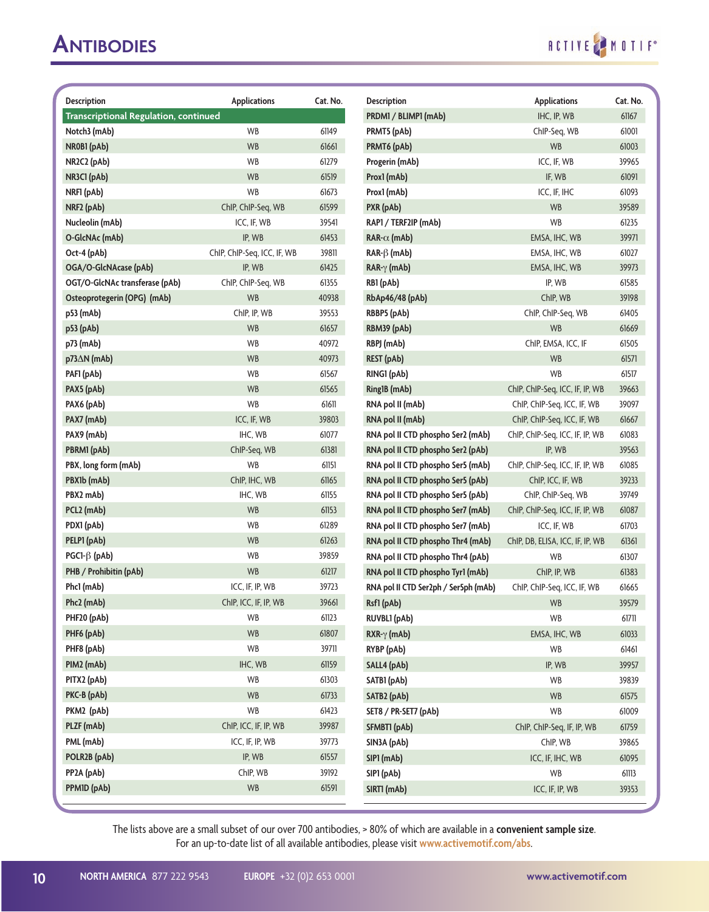# Antibodies

| Description | Applications | Cat. No. |
|---|---|---|
| **Transcriptional Regulation, continued** | | |
| Notch3 (mAb) | WB | 61149 |
| NR0B1 (pAb) | WB | 61661 |
| NR2C2 (pAb) | WB | 61279 |
| NR3C1 (pAb) | WB | 61519 |
| NRF1 (pAb) | WB | 61673 |
| NRF2 (pAb) | ChIP, ChIP-Seq, WB | 61599 |
| Nucleolin (mAb) | ICC, IF, WB | 39541 |
| O-GlcNAc (mAb) | IP, WB | 61453 |
| Oct-4 (pAb) | ChIP, ChIP-Seq, ICC, IF, WB | 39811 |
| OGA/O-GlcNAcase (pAb) | IP, WB | 61425 |
| OGT/O-GlcNAc transferase (pAb) | ChIP, ChIP-Seq, WB | 61355 |
| Osteoprotegerin (OPG) (mAb) | WB | 40938 |
| p53 (mAb) | ChIP, IP, WB | 39553 |
| p53 (pAb) | WB | 61657 |
| p73 (mAb) | WB | 40972 |
| p73ΔN (mAb) | WB | 40973 |
| PAF1 (pAb) | WB | 61567 |
| PAX5 (pAb) | WB | 61565 |
| PAX6 (pAb) | WB | 61611 |
| PAX7 (mAb) | ICC, IF, WB | 39803 |
| PAX9 (mAb) | IHC, WB | 61077 |
| PBRM1 (pAb) | ChIP-Seq, WB | 61381 |
| PBX, long form (mAb) | WB | 61151 |
| PBX1b (mAb) | ChIP, IHC, WB | 61165 |
| PBX2 mAb) | IHC, WB | 61155 |
| PCL2 (mAb) | WB | 61153 |
| PDX1 (pAb) | WB | 61289 |
| PELP1 (pAb) | WB | 61263 |
| PGC1-β (pAb) | WB | 39859 |
| PHB / Prohibitin (pAb) | WB | 61217 |
| Phc1 (mAb) | ICC, IF, IP, WB | 39723 |
| Phc2 (mAb) | ChIP, ICC, IF, IP, WB | 39661 |
| PHF20 (pAb) | WB | 61123 |
| PHF6 (pAb) | WB | 61807 |
| PHF8 (pAb) | WB | 39711 |
| PIM2 (mAb) | IHC, WB | 61159 |
| PITX2 (pAb) | WB | 61303 |
| PKC-B (pAb) | WB | 61733 |
| PKM2 (pAb) | WB | 61423 |
| PLZF (mAb) | ChIP, ICC, IF, IP, WB | 39987 |
| PML (mAb) | ICC, IF, IP, WB | 39773 |
| POLR2B (pAb) | IP, WB | 61557 |
| PP2A (pAb) | ChIP, WB | 39192 |
| PPM1D (pAb) | WB | 61591 |
| PRDM1 / BLIMP1 (mAb) | IHC, IP, WB | 61167 |
| PRMT5 (pAb) | ChIP-Seq, WB | 61001 |
| PRMT6 (pAb) | WB | 61003 |
| Progerin (mAb) | ICC, IF, WB | 39965 |
| Prox1 (mAb) | IF, WB | 61091 |
| Prox1 (mAb) | ICC, IF, IHC | 61093 |
| PXR (pAb) | WB | 39589 |
| RAP1 / TERF2IP (mAb) | WB | 61235 |
| RAR-α (mAb) | EMSA, IHC, WB | 39971 |
| RAR-β (mAb) | EMSA, IHC, WB | 61027 |
| RAR-γ (mAb) | EMSA, IHC, WB | 39973 |
| RB1 (pAb) | IP, WB | 61585 |
| RbAp46/48 (pAb) | ChIP, WB | 39198 |
| RBBP5 (pAb) | ChIP, ChIP-Seq, WB | 61405 |
| RBM39 (pAb) | WB | 61669 |
| RBPJ (mAb) | ChIP, EMSA, ICC, IF | 61505 |
| REST (pAb) | WB | 61571 |
| RING1 (pAb) | WB | 61517 |
| Ring1B (mAb) | ChIP, ChIP-Seq, ICC, IF, IP, WB | 39663 |
| RNA pol II (mAb) | ChIP, ChIP-Seq, ICC, IF, WB | 39097 |
| RNA pol II (mAb) | ChIP, ChIP-Seq, ICC, IF, WB | 61667 |
| RNA pol II CTD phospho Ser2 (mAb) | ChIP, ChIP-Seq, ICC, IF, IP, WB | 61083 |
| RNA pol II CTD phospho Ser2 (pAb) | IP, WB | 39563 |
| RNA pol II CTD phospho Ser5 (mAb) | ChIP, ChIP-Seq, ICC, IF, IP, WB | 61085 |
| RNA pol II CTD phospho Ser5 (pAb) | ChIP, ICC, IF, WB | 39233 |
| RNA pol II CTD phospho Ser5 (pAb) | ChIP, ChIP-Seq, WB | 39749 |
| RNA pol II CTD phospho Ser7 (mAb) | ChIP, ChIP-Seq, ICC, IF, IP, WB | 61087 |
| RNA pol II CTD phospho Ser7 (mAb) | ICC, IF, WB | 61703 |
| RNA pol II CTD phospho Thr4 (mAb) | ChIP, DB, ELISA, ICC, IF, IP, WB | 61361 |
| RNA pol II CTD phospho Thr4 (pAb) | WB | 61307 |
| RNA pol II CTD phospho Tyr1 (mAb) | ChIP, IP, WB | 61383 |
| RNA pol II CTD Ser2ph / Ser5ph (mAb) | ChIP, ChIP-Seq, ICC, IF, WB | 61665 |
| Rsf1 (pAb) | WB | 39579 |
| RUVBL1 (pAb) | WB | 61711 |
| RXR-γ (mAb) | EMSA, IHC, WB | 61033 |
| RYBP (pAb) | WB | 61461 |
| SALL4 (pAb) | IP, WB | 39957 |
| SATB1 (pAb) | WB | 39839 |
| SATB2 (pAb) | WB | 61575 |
| SET8 / PR-SET7 (pAb) | WB | 61009 |
| SFMBT1 (pAb) | ChIP, ChIP-Seq, IF, IP, WB | 61759 |
| SIN3A (pAb) | ChIP, WB | 39865 |
| SIP1 (mAb) | ICC, IF, IHC, WB | 61095 |
| SIP1 (pAb) | WB | 61113 |
| SIRT1 (mAb) | ICC, IF, IP, WB | 39353 |

The lists above are a small subset of our over 700 antibodies, > 80% of which are available in a **convenient sample size**. For an up-to-date list of all available antibodies, please visit www.activemotif.com/abs.

**NORTH AMERICA** 877 222 9543 **EUROPE** +32 (0)2 653 0001 www.activemotif.com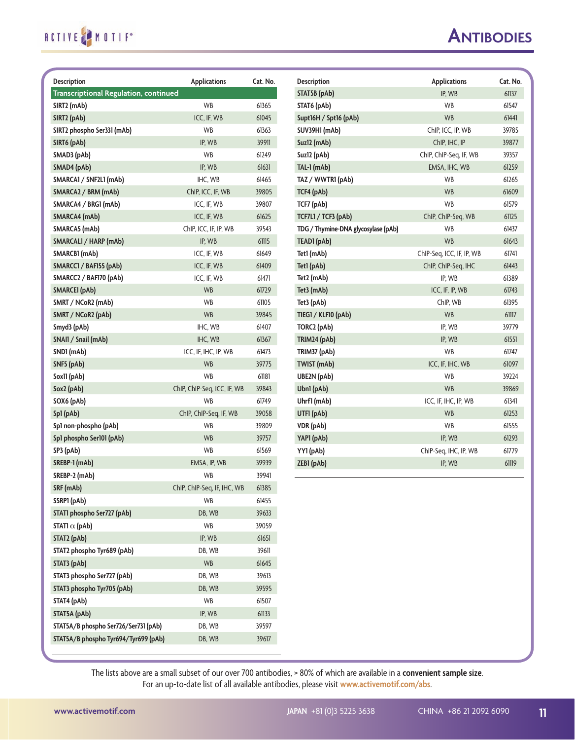# Antibodies

| Description | Applications | Cat. No. |
|---|---|---|
| **Transcriptional Regulation, continued** | | |
| SIRT2 (mAb) | WB | 61365 |
| SIRT2 (pAb) | ICC, IF, WB | 61045 |
| SIRT2 phospho Ser331 (mAb) | WB | 61363 |
| SIRT6 (pAb) | IP, WB | 39911 |
| SMAD3 (pAb) | WB | 61249 |
| SMAD4 (pAb) | IP, WB | 61631 |
| SMARCA1 / SNF2L1 (mAb) | IHC, WB | 61465 |
| SMARCA2 / BRM (mAb) | ChIP, ICC, IF, WB | 39805 |
| SMARCA4 / BRG1 (mAb) | ICC, IF, WB | 39807 |
| SMARCA4 (mAb) | ICC, IF, WB | 61625 |
| SMARCA5 (mAb) | ChIP, ICC, IF, IP, WB | 39543 |
| SMARCAL1 / HARP (mAb) | IP, WB | 61115 |
| SMARCB1 (mAb) | ICC, IF, WB | 61649 |
| SMARCC1 / BAF155 (pAb) | ICC, IF, WB | 61409 |
| SMARCC2 / BAF170 (pAb) | ICC, IF, WB | 61471 |
| SMARCE1 (pAb) | WB | 61729 |
| SMRT / NCoR2 (mAb) | WB | 61105 |
| SMRT / NCoR2 (pAb) | WB | 39845 |
| Smyd3 (pAb) | IHC, WB | 61407 |
| SNAI1 / Snail (mAb) | IHC, WB | 61367 |
| SND1 (mAb) | ICC, IF, IHC, IP, WB | 61473 |
| SNF5 (pAb) | WB | 39775 |
| Sox11 (pAb) | WB | 61181 |
| Sox2 (pAb) | ChIP, ChIP-Seq, ICC, IF, WB | 39843 |
| SOX6 (pAb) | WB | 61749 |
| Sp1 (pAb) | ChIP, ChIP-Seq, IF, WB | 39058 |
| Sp1 non-phospho (pAb) | WB | 39809 |
| Sp1 phospho Ser101 (pAb) | WB | 39757 |
| SP3 (pAb) | WB | 61569 |
| SREBP-1 (mAb) | EMSA, IP, WB | 39939 |
| SREBP-2 (mAb) | WB | 39941 |
| SRF (mAb) | ChIP, ChIP-Seq, IF, IHC, WB | 61385 |
| SSRP1 (pAb) | WB | 61455 |
| STAT1 phospho Ser727 (pAb) | DB, WB | 39633 |
| STAT1 α (pAb) | WB | 39059 |
| STAT2 (pAb) | IP, WB | 61651 |
| STAT2 phospho Tyr689 (pAb) | DB, WB | 39611 |
| STAT3 (pAb) | WB | 61645 |
| STAT3 phospho Ser727 (pAb) | DB, WB | 39613 |
| STAT3 phospho Tyr705 (pAb) | DB, WB | 39595 |
| STAT4 (pAb) | WB | 61507 |
| STAT5A (pAb) | IP, WB | 61133 |
| STAT5A/B phospho Ser726/Ser731 (pAb) | DB, WB | 39597 |
| STAT5A/B phospho Tyr694/Tyr699 (pAb) | DB, WB | 39617 |
| STAT5B (pAb) | IP, WB | 61137 |
| STAT6 (pAb) | WB | 61547 |
| Supt16H / Spt16 (pAb) | WB | 61441 |
| SUV39H1 (mAb) | ChIP, ICC, IP, WB | 39785 |
| Suz12 (mAb) | ChIP, IHC, IP | 39877 |
| Suz12 (pAb) | ChIP, ChIP-Seq, IF, WB | 39357 |
| TAL-1 (mAb) | EMSA, IHC, WB | 61259 |
| TAZ / WWTR1 (pAb) | WB | 61265 |
| TCF4 (pAb) | WB | 61609 |
| TCF7 (pAb) | WB | 61579 |
| TCF7L1 / TCF3 (pAb) | ChIP, ChIP-Seq, WB | 61125 |
| TDG / Thymine-DNA glycosylase (pAb) | WB | 61437 |
| TEAD1 (pAb) | WB | 61643 |
| Tet1 (mAb) | ChIP-Seq, ICC, IF, IP, WB | 61741 |
| Tet1 (pAb) | ChIP, ChIP-Seq, IHC | 61443 |
| Tet2 (mAb) | IP, WB | 61389 |
| Tet3 (mAb) | ICC, IF, IP, WB | 61743 |
| Tet3 (pAb) | ChIP, WB | 61395 |
| TIEG1 / KLF10 (pAb) | WB | 61117 |
| TORC2 (pAb) | IP, WB | 39779 |
| TRIM24 (pAb) | IP, WB | 61551 |
| TRIM37 (pAb) | WB | 61747 |
| TWIST (mAb) | ICC, IF, IHC, WB | 61097 |
| UBE2N (pAb) | WB | 39224 |
| Ubn1 (pAb) | WB | 39869 |
| Uhrf1 (mAb) | ICC, IF, IHC, IP, WB | 61341 |
| UTF1 (pAb) | WB | 61253 |
| VDR (pAb) | WB | 61555 |
| YAP1 (pAb) | IP, WB | 61293 |
| YY1 (pAb) | ChIP-Seq, IHC, IP, WB | 61779 |
| ZEB1 (pAb) | IP, WB | 61119 |

The lists above are a small subset of our over 700 antibodies, > 80% of which are available in a **convenient sample size**. For an up-to-date list of all available antibodies, please visit www.activemotif.com/abs.

www.activemotif.com JAPAN +81 (0)3 5225 3638 CHINA +86 21 2092 6090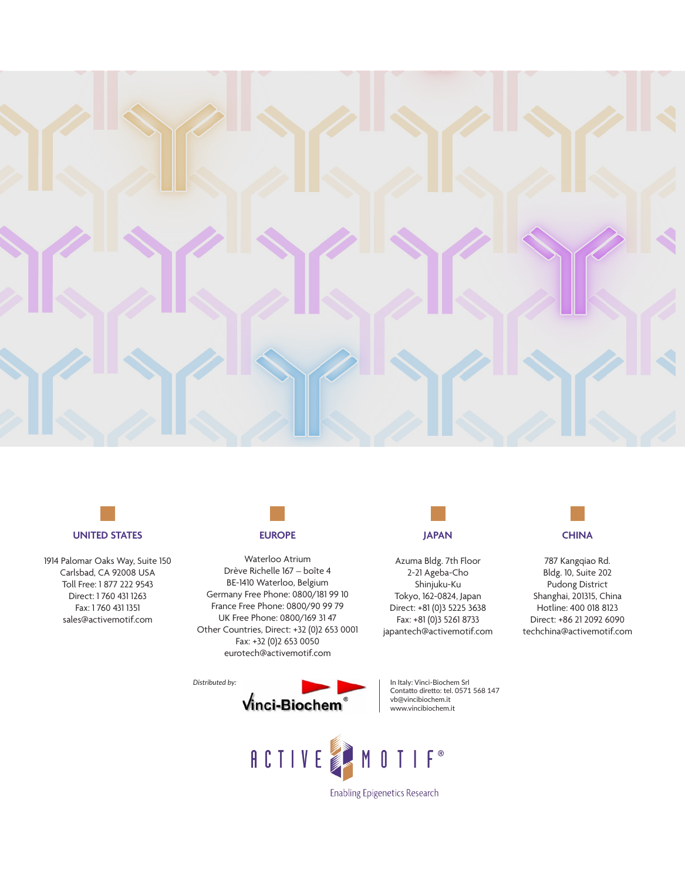## UNITED STATES

1914 Palomar Oaks Way, Suite 150
Carlsbad, CA 92008 USA
Toll Free: 1 877 222 9543
Direct: 1 760 431 1263
Fax: 1 760 431 1351
sales@activemotif.com

## EUROPE

Waterloo Atrium
Drève Richelle 167 – boîte 4
BE-1410 Waterloo, Belgium
Germany Free Phone: 0800/181 99 10
France Free Phone: 0800/90 99 79
UK Free Phone: 0800/169 31 47
Other Countries, Direct: +32 (0)2 653 0001
Fax: +32 (0)2 653 0050
eurotech@activemotif.com

## JAPAN

Azuma Bldg. 7th Floor
2-21 Ageba-Cho
Shinjuku-Ku
Tokyo, 162-0824, Japan
Direct: +81 (0)3 5225 3638
Fax: +81 (0)3 5261 8733
japantech@activemotif.com

## CHINA

787 Kangqiao Rd.
Bldg. 10, Suite 202
Pudong District
Shanghai, 201315, China
Hotline: 400 018 8123
Direct: +86 21 2092 6090
techchina@activemotif.com

*Distributed by:* Vinci-Biochem®

In Italy: Vinci-Biochem Srl
Contatto diretto: tel. 0571 568 147
vb@vincibiochem.it
www.vincibiochem.it

ACTIVE MOTIF®

Enabling Epigenetics Research